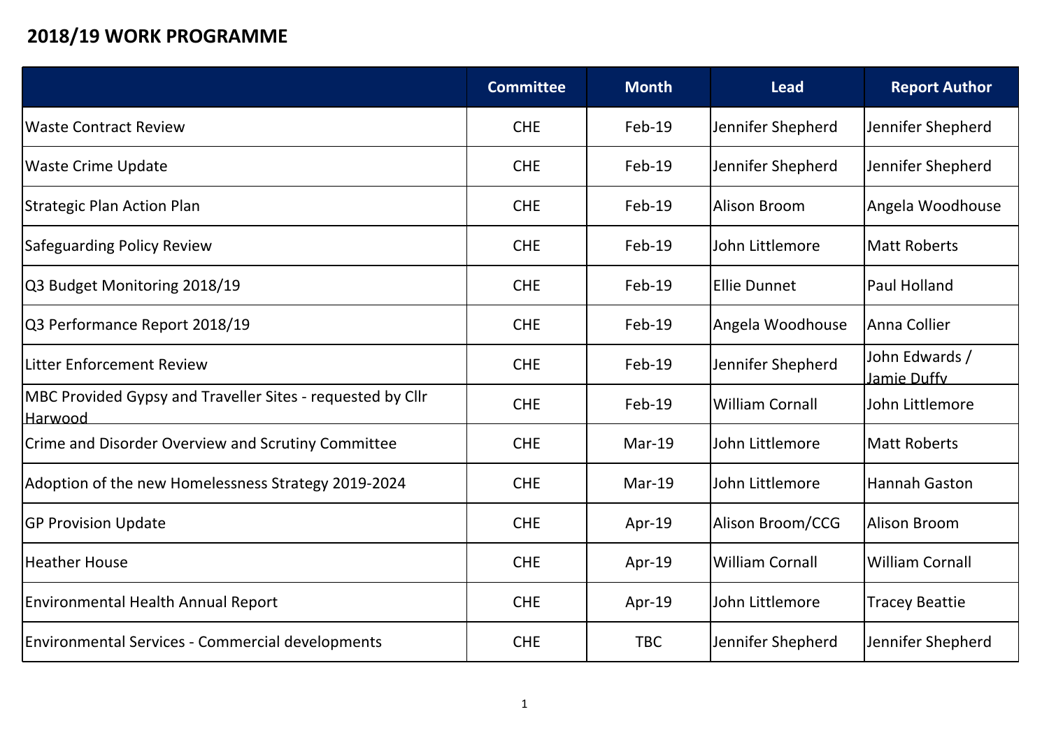# 2018/19 WORK PROGRAMME

| | Committee | Month | Lead | Report Author |
|---|---|---|---|---|
| Waste Contract Review | CHE | Feb-19 | Jennifer Shepherd | Jennifer Shepherd |
| Waste Crime Update | CHE | Feb-19 | Jennifer Shepherd | Jennifer Shepherd |
| Strategic Plan Action Plan | CHE | Feb-19 | Alison Broom | Angela Woodhouse |
| Safeguarding Policy Review | CHE | Feb-19 | John Littlemore | Matt Roberts |
| Q3 Budget Monitoring 2018/19 | CHE | Feb-19 | Ellie Dunnet | Paul Holland |
| Q3 Performance Report 2018/19 | CHE | Feb-19 | Angela Woodhouse | Anna Collier |
| Litter Enforcement Review | CHE | Feb-19 | Jennifer Shepherd | John Edwards / Jamie Duffy |
| MBC Provided Gypsy and Traveller Sites - requested by Cllr Harwood | CHE | Feb-19 | William Cornall | John Littlemore |
| Crime and Disorder Overview and Scrutiny Committee | CHE | Mar-19 | John Littlemore | Matt Roberts |
| Adoption of the new Homelessness Strategy 2019-2024 | CHE | Mar-19 | John Littlemore | Hannah Gaston |
| GP Provision Update | CHE | Apr-19 | Alison Broom/CCG | Alison Broom |
| Heather House | CHE | Apr-19 | William Cornall | William Cornall |
| Environmental Health Annual Report | CHE | Apr-19 | John Littlemore | Tracey Beattie |
| Environmental Services - Commercial developments | CHE | TBC | Jennifer Shepherd | Jennifer Shepherd |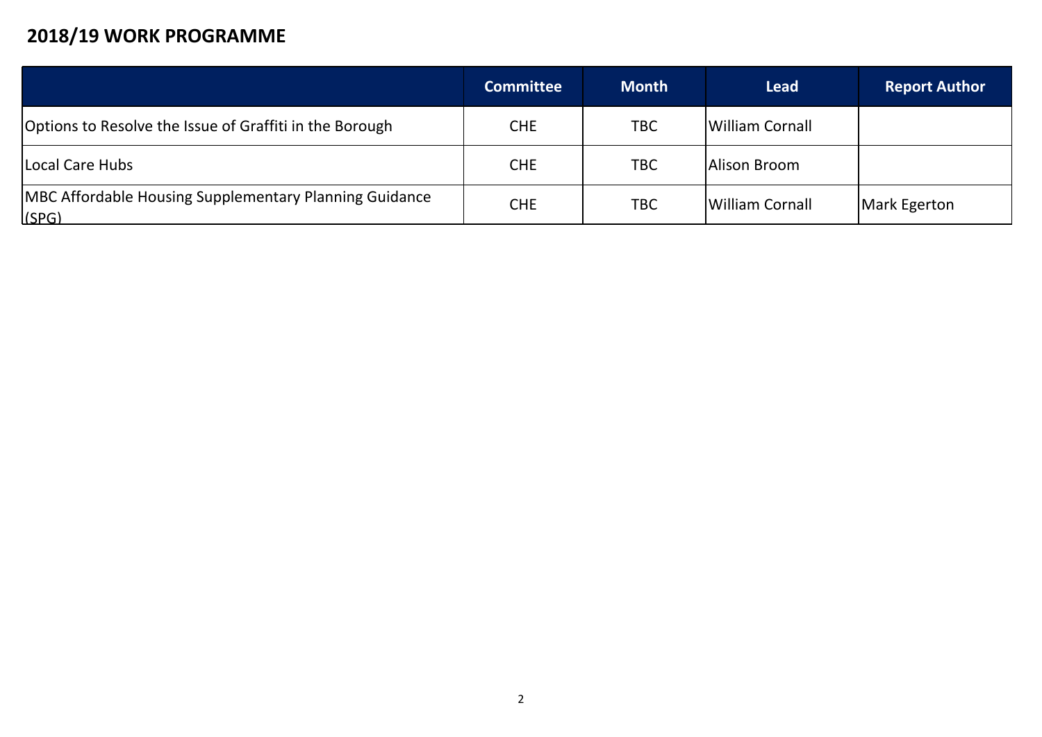## 2018/19 WORK PROGRAMME

| | Committee | Month | Lead | Report Author |
|---|---|---|---|---|
| Options to Resolve the Issue of Graffiti in the Borough | CHE | TBC | William Cornall | |
| Local Care Hubs | CHE | TBC | Alison Broom | |
| MBC Affordable Housing Supplementary Planning Guidance (SPG) | CHE | TBC | William Cornall | Mark Egerton |